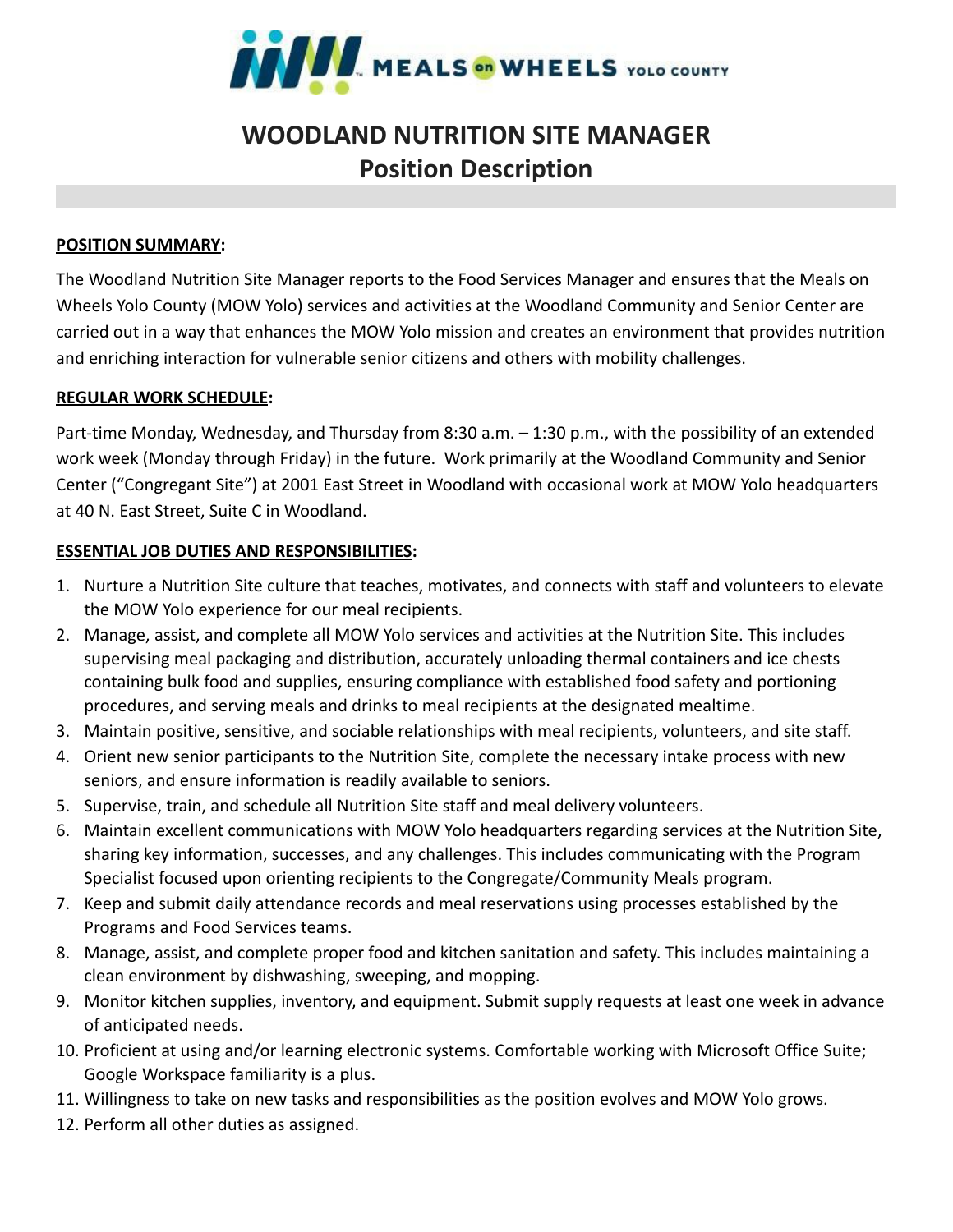MEALS on WHEELS YOLO COUNTY

# WOODLAND NUTRITION SITE MANAGER
## Position Description

**POSITION SUMMARY:**

The Woodland Nutrition Site Manager reports to the Food Services Manager and ensures that the Meals on Wheels Yolo County (MOW Yolo) services and activities at the Woodland Community and Senior Center are carried out in a way that enhances the MOW Yolo mission and creates an environment that provides nutrition and enriching interaction for vulnerable senior citizens and others with mobility challenges.

**REGULAR WORK SCHEDULE:**

Part-time Monday, Wednesday, and Thursday from 8:30 a.m. – 1:30 p.m., with the possibility of an extended work week (Monday through Friday) in the future. Work primarily at the Woodland Community and Senior Center ("Congregant Site") at 2001 East Street in Woodland with occasional work at MOW Yolo headquarters at 40 N. East Street, Suite C in Woodland.

**ESSENTIAL JOB DUTIES AND RESPONSIBILITIES:**

1. Nurture a Nutrition Site culture that teaches, motivates, and connects with staff and volunteers to elevate the MOW Yolo experience for our meal recipients.
2. Manage, assist, and complete all MOW Yolo services and activities at the Nutrition Site. This includes supervising meal packaging and distribution, accurately unloading thermal containers and ice chests containing bulk food and supplies, ensuring compliance with established food safety and portioning procedures, and serving meals and drinks to meal recipients at the designated mealtime.
3. Maintain positive, sensitive, and sociable relationships with meal recipients, volunteers, and site staff.
4. Orient new senior participants to the Nutrition Site, complete the necessary intake process with new seniors, and ensure information is readily available to seniors.
5. Supervise, train, and schedule all Nutrition Site staff and meal delivery volunteers.
6. Maintain excellent communications with MOW Yolo headquarters regarding services at the Nutrition Site, sharing key information, successes, and any challenges. This includes communicating with the Program Specialist focused upon orienting recipients to the Congregate/Community Meals program.
7. Keep and submit daily attendance records and meal reservations using processes established by the Programs and Food Services teams.
8. Manage, assist, and complete proper food and kitchen sanitation and safety. This includes maintaining a clean environment by dishwashing, sweeping, and mopping.
9. Monitor kitchen supplies, inventory, and equipment. Submit supply requests at least one week in advance of anticipated needs.
10. Proficient at using and/or learning electronic systems. Comfortable working with Microsoft Office Suite; Google Workspace familiarity is a plus.
11. Willingness to take on new tasks and responsibilities as the position evolves and MOW Yolo grows.
12. Perform all other duties as assigned.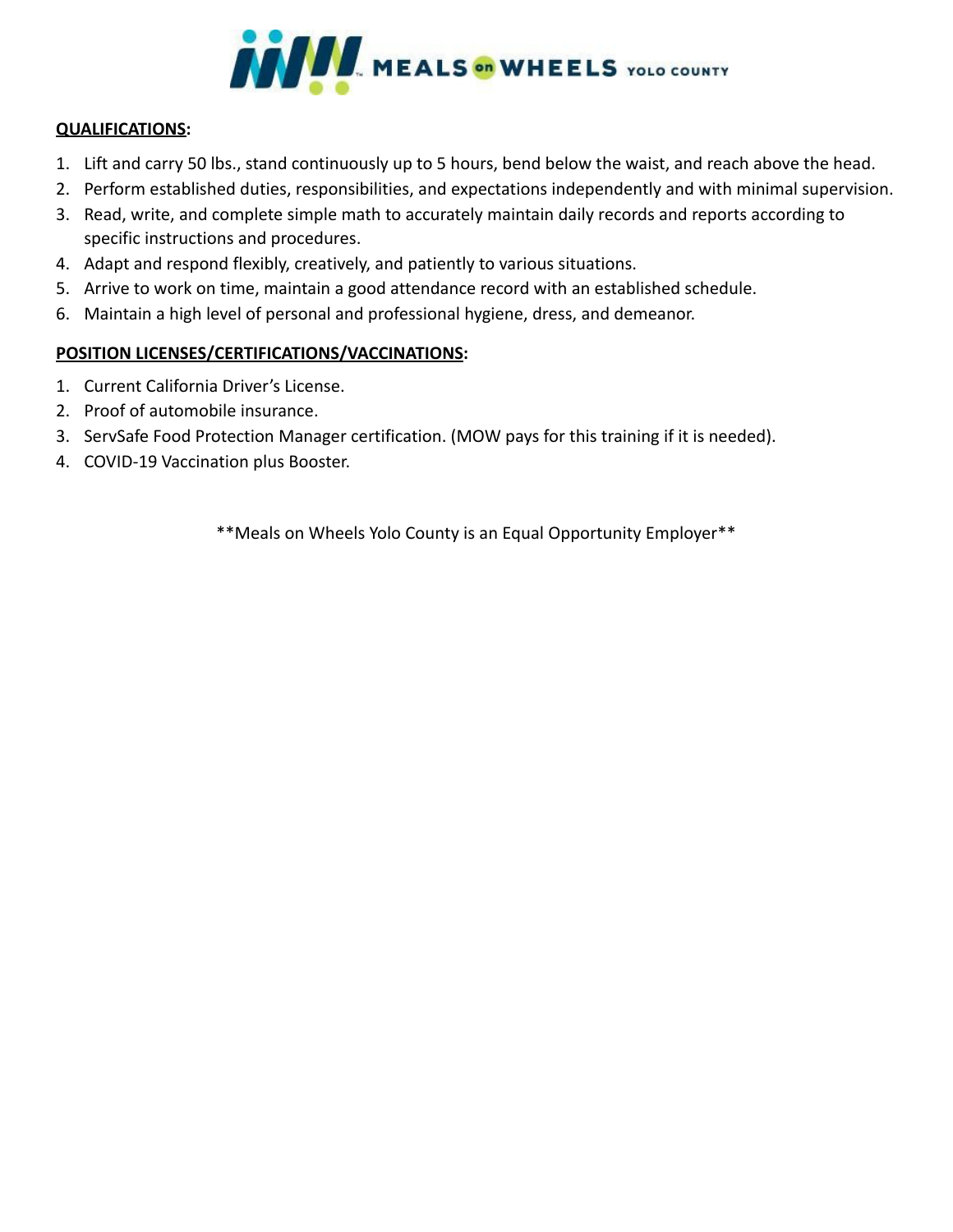**QUALIFICATIONS:**

1. Lift and carry 50 lbs., stand continuously up to 5 hours, bend below the waist, and reach above the head.
2. Perform established duties, responsibilities, and expectations independently and with minimal supervision.
3. Read, write, and complete simple math to accurately maintain daily records and reports according to specific instructions and procedures.
4. Adapt and respond flexibly, creatively, and patiently to various situations.
5. Arrive to work on time, maintain a good attendance record with an established schedule.
6. Maintain a high level of personal and professional hygiene, dress, and demeanor.

**POSITION LICENSES/CERTIFICATIONS/VACCINATIONS:**

1. Current California Driver's License.
2. Proof of automobile insurance.
3. ServSafe Food Protection Manager certification. (MOW pays for this training if it is needed).
4. COVID-19 Vaccination plus Booster.

**Meals on Wheels Yolo County is an Equal Opportunity Employer**